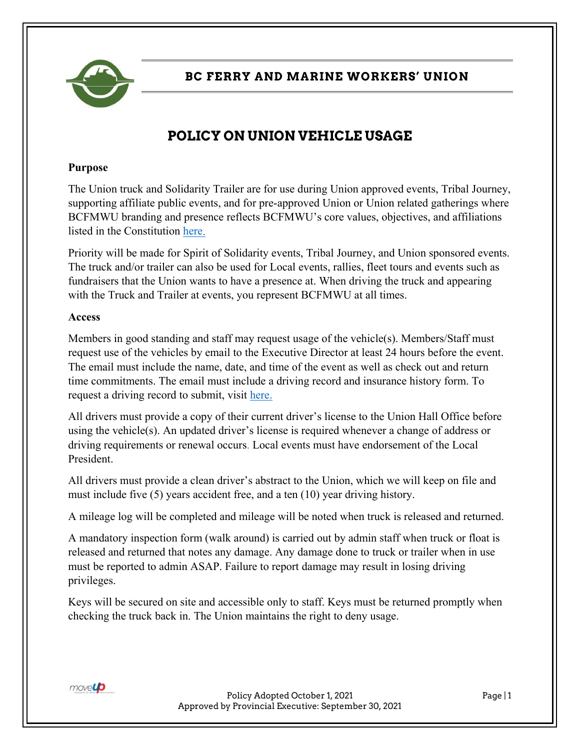# BC FERRY AND MARINE WORKERS' UNION

## POLICY ON UNION VEHICLE USAGE

**Purpose**

The Union truck and Solidarity Trailer are for use during Union approved events, Tribal Journey, supporting affiliate public events, and for pre-approved Union or Union related gatherings where BCFMWU branding and presence reflects BCFMWU's core values, objectives, and affiliations listed in the Constitution here.

Priority will be made for Spirit of Solidarity events, Tribal Journey, and Union sponsored events. The truck and/or trailer can also be used for Local events, rallies, fleet tours and events such as fundraisers that the Union wants to have a presence at. When driving the truck and appearing with the Truck and Trailer at events, you represent BCFMWU at all times.

**Access**

Members in good standing and staff may request usage of the vehicle(s). Members/Staff must request use of the vehicles by email to the Executive Director at least 24 hours before the event. The email must include the name, date, and time of the event as well as check out and return time commitments. The email must include a driving record and insurance history form. To request a driving record to submit, visit here.

All drivers must provide a copy of their current driver's license to the Union Hall Office before using the vehicle(s). An updated driver's license is required whenever a change of address or driving requirements or renewal occurs. Local events must have endorsement of the Local President.

All drivers must provide a clean driver's abstract to the Union, which we will keep on file and must include five (5) years accident free, and a ten (10) year driving history.

A mileage log will be completed and mileage will be noted when truck is released and returned.

A mandatory inspection form (walk around) is carried out by admin staff when truck or float is released and returned that notes any damage. Any damage done to truck or trailer when in use must be reported to admin ASAP. Failure to report damage may result in losing driving privileges.

Keys will be secured on site and accessible only to staff. Keys must be returned promptly when checking the truck back in. The Union maintains the right to deny usage.

Policy Adopted October 1, 2021
Approved by Provincial Executive: September 30, 2021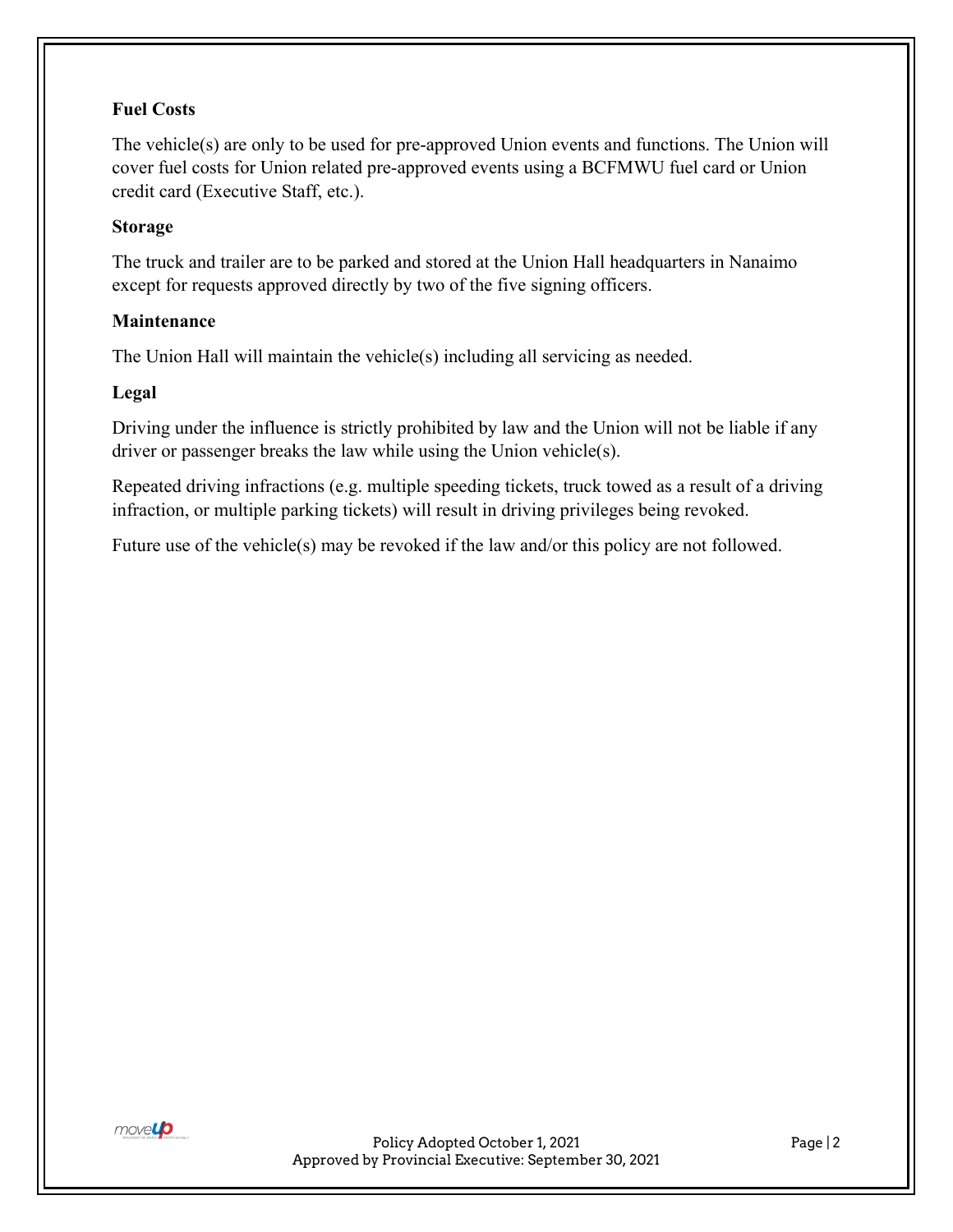**Fuel Costs**

The vehicle(s) are only to be used for pre-approved Union events and functions. The Union will cover fuel costs for Union related pre-approved events using a BCFMWU fuel card or Union credit card (Executive Staff, etc.).

**Storage**

The truck and trailer are to be parked and stored at the Union Hall headquarters in Nanaimo except for requests approved directly by two of the five signing officers.

**Maintenance**

The Union Hall will maintain the vehicle(s) including all servicing as needed.

**Legal**

Driving under the influence is strictly prohibited by law and the Union will not be liable if any driver or passenger breaks the law while using the Union vehicle(s).

Repeated driving infractions (e.g. multiple speeding tickets, truck towed as a result of a driving infraction, or multiple parking tickets) will result in driving privileges being revoked.

Future use of the vehicle(s) may be revoked if the law and/or this policy are not followed.